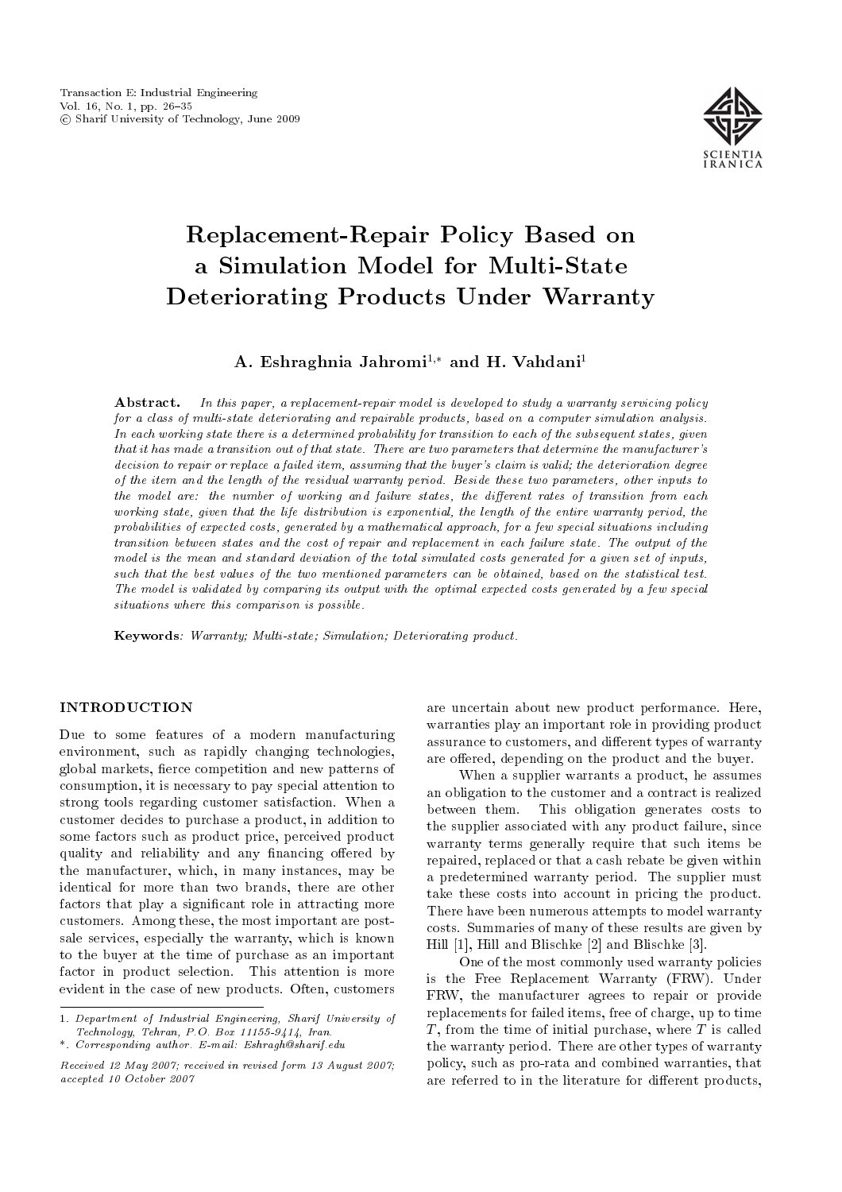# Replacement-Repair Policy Based on a Simulation Model for Multi-State Deteriorating Products Under Warranty

**A. Eshraghnia Jahromi[1,*] and H. Vahdani[1]**

**Abstract.** *In this paper, a replacement-repair model is developed to study a warranty servicing policy for a class of multi-state deteriorating and repairable products, based on a computer simulation analysis. In each working state there is a determined probability for transition to each of the subsequent states, given that it has made a transition out of that state. There are two parameters that determine the manufacturer's decision to repair or replace a failed item, assuming that the buyer's claim is valid; the deterioration degree of the item and the length of the residual warranty period. Beside these two parameters, other inputs to the model are: the number of working and failure states, the different rates of transition from each working state, given that the life distribution is exponential, the length of the entire warranty period, the probabilities of expected costs, generated by a mathematical approach, for a few special situations including transition between states and the cost of repair and replacement in each failure state. The output of the model is the mean and standard deviation of the total simulated costs generated for a given set of inputs, such that the best values of the two mentioned parameters can be obtained, based on the statistical test. The model is validated by comparing its output with the optimal expected costs generated by a few special situations where this comparison is possible.*

**Keywords**: *Warranty; Multi-state; Simulation; Deteriorating product.*

## INTRODUCTION

Due to some features of a modern manufacturing environment, such as rapidly changing technologies, global markets, fierce competition and new patterns of consumption, it is necessary to pay special attention to strong tools regarding customer satisfaction. When a customer decides to purchase a product, in addition to some factors such as product price, perceived product quality and reliability and any financing offered by the manufacturer, which, in many instances, may be identical for more than two brands, there are other factors that play a significant role in attracting more customers. Among these, the most important are post-sale services, especially the warranty, which is known to the buyer at the time of purchase as an important factor in product selection. This attention is more evident in the case of new products. Often, customers are uncertain about new product performance. Here, warranties play an important role in providing product assurance to customers, and different types of warranty are offered, depending on the product and the buyer.

When a supplier warrants a product, he assumes an obligation to the customer and a contract is realized between them. This obligation generates costs to the supplier associated with any product failure, since warranty terms generally require that such items be repaired, replaced or that a cash rebate be given within a predetermined warranty period. The supplier must take these costs into account in pricing the product. There have been numerous attempts to model warranty costs. Summaries of many of these results are given by Hill [1], Hill and Blischke [2] and Blischke [3].

One of the most commonly used warranty policies is the Free Replacement Warranty (FRW). Under FRW, the manufacturer agrees to repair or provide replacements for failed items, free of charge, up to time $T$, from the time of initial purchase, where $T$ is called the warranty period. There are other types of warranty policy, such as pro-rata and combined warranties, that are referred to in the literature for different products,

1. *Department of Industrial Engineering, Sharif University of Technology, Tehran, P.O. Box 11155-9414, Iran.*
\*. *Corresponding author. E-mail: Eshragh@sharif.edu*

*Received 12 May 2007; received in revised form 13 August 2007; accepted 10 October 2007*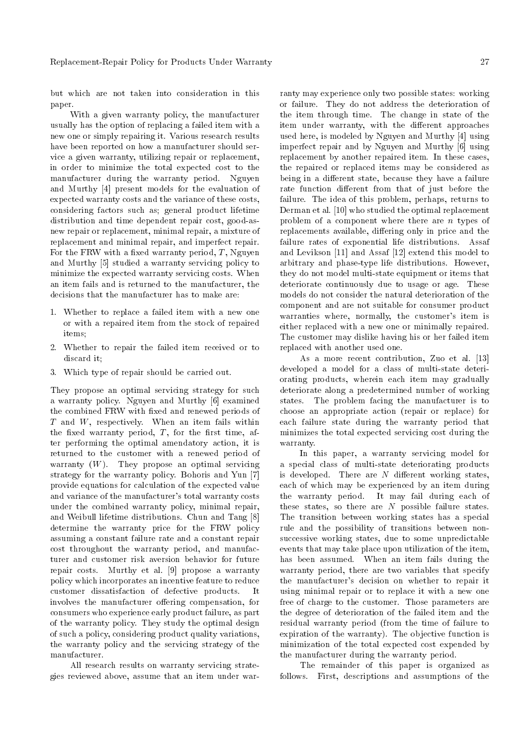but which are not taken into consideration in this paper.

With a given warranty policy, the manufacturer usually has the option of replacing a failed item with a new one or simply repairing it. Various research results have been reported on how a manufacturer should service a given warranty, utilizing repair or replacement, in order to minimize the total expected cost to the manufacturer during the warranty period. Nguyen and Murthy [4] present models for the evaluation of expected warranty costs and the variance of these costs, considering factors such as; general product lifetime distribution and time dependent repair cost, good-as-new repair or replacement, minimal repair, a mixture of replacement and minimal repair, and imperfect repair. For the FRW with a fixed warranty period, $T$, Nguyen and Murthy [5] studied a warranty servicing policy to minimize the expected warranty servicing costs. When an item fails and is returned to the manufacturer, the decisions that the manufacturer has to make are:

1. Whether to replace a failed item with a new one or with a repaired item from the stock of repaired items;
2. Whether to repair the failed item received or to discard it;
3. Which type of repair should be carried out.

They propose an optimal servicing strategy for such a warranty policy. Nguyen and Murthy [6] examined the combined FRW with fixed and renewed periods of $T$ and $W$, respectively. When an item fails within the fixed warranty period, $T$, for the first time, after performing the optimal amendatory action, it is returned to the customer with a renewed period of warranty ($W$). They propose an optimal servicing strategy for the warranty policy. Bohoris and Yun [7] provide equations for calculation of the expected value and variance of the manufacturer's total warranty costs under the combined warranty policy, minimal repair, and Weibull lifetime distributions. Chun and Tang [8] determine the warranty price for the FRW policy assuming a constant failure rate and a constant repair cost throughout the warranty period, and manufacturer and customer risk aversion behavior for future repair costs. Murthy et al. [9] propose a warranty policy which incorporates an incentive feature to reduce customer dissatisfaction of defective products. It involves the manufacturer offering compensation, for consumers who experience early product failure, as part of the warranty policy. They study the optimal design of such a policy, considering product quality variations, the warranty policy and the servicing strategy of the manufacturer.

All research results on warranty servicing strategies reviewed above, assume that an item under warranty may experience only two possible states: working or failure. They do not address the deterioration of the item through time. The change in state of the item under warranty, with the different approaches used here, is modeled by Nguyen and Murthy [4] using imperfect repair and by Nguyen and Murthy [6] using replacement by another repaired item. In these cases, the repaired or replaced items may be considered as being in a different state, because they have a failure rate function different from that of just before the failure. The idea of this problem, perhaps, returns to Derman et al. [10] who studied the optimal replacement problem of a component where there are $n$ types of replacements available, differing only in price and the failure rates of exponential life distributions. Assaf and Levikson [11] and Assaf [12] extend this model to arbitrary and phase-type life distributions. However, they do not model multi-state equipment or items that deteriorate continuously due to usage or age. These models do not consider the natural deterioration of the component and are not suitable for consumer product warranties where, normally, the customer's item is either replaced with a new one or minimally repaired. The customer may dislike having his or her failed item replaced with another used one.

As a more recent contribution, Zuo et al. [13] developed a model for a class of multi-state deteriorating products, wherein each item may gradually deteriorate along a predetermined number of working states. The problem facing the manufacturer is to choose an appropriate action (repair or replace) for each failure state during the warranty period that minimizes the total expected servicing cost during the warranty.

In this paper, a warranty servicing model for a special class of multi-state deteriorating products is developed. There are $N$ different working states, each of which may be experienced by an item during the warranty period. It may fail during each of these states, so there are $N$ possible failure states. The transition between working states has a special rule and the possibility of transitions between non-successive working states, due to some unpredictable events that may take place upon utilization of the item, has been assumed. When an item fails during the warranty period, there are two variables that specify the manufacturer's decision on whether to repair it using minimal repair or to replace it with a new one free of charge to the customer. Those parameters are the degree of deterioration of the failed item and the residual warranty period (from the time of failure to expiration of the warranty). The objective function is minimization of the total expected cost expended by the manufacturer during the warranty period.

The remainder of this paper is organized as follows. First, descriptions and assumptions of the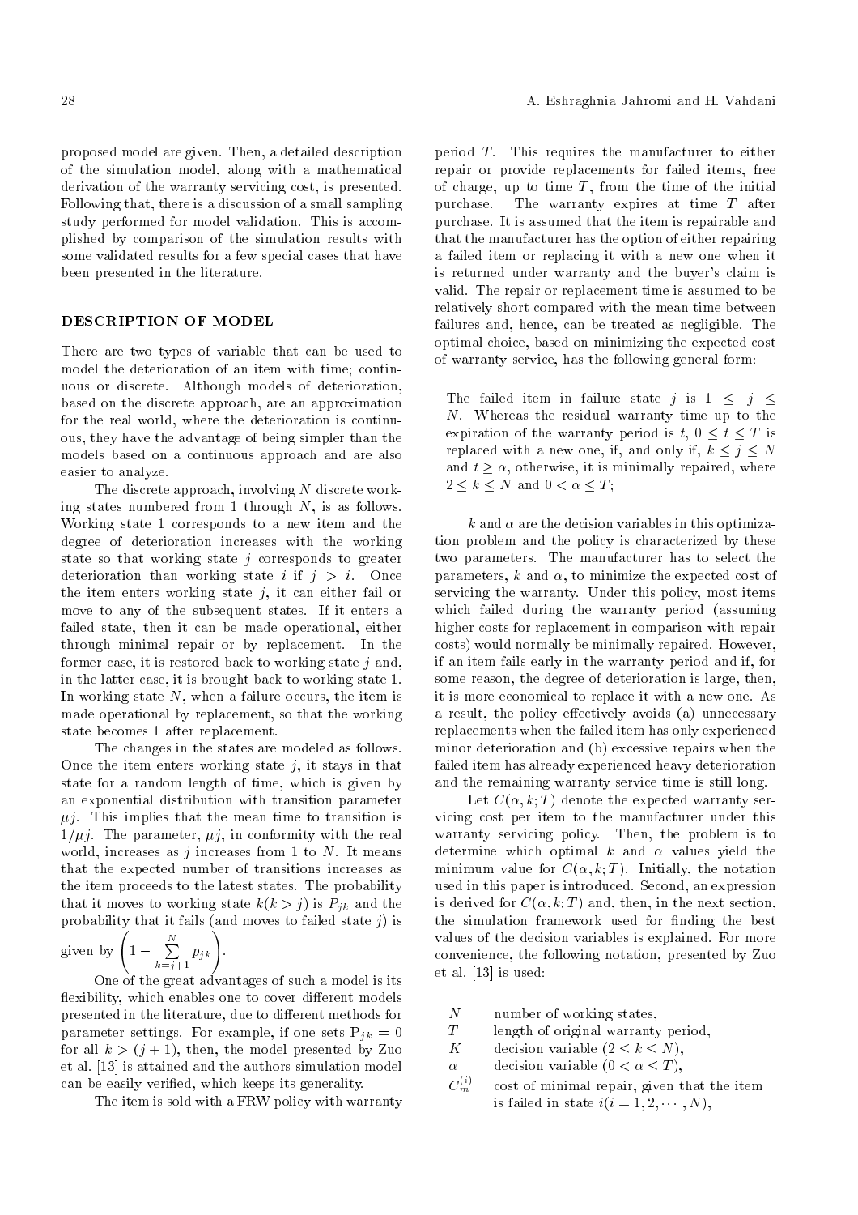proposed model are given. Then, a detailed description of the simulation model, along with a mathematical derivation of the warranty servicing cost, is presented. Following that, there is a discussion of a small sampling study performed for model validation. This is accomplished by comparison of the simulation results with some validated results for a few special cases that have been presented in the literature.

## DESCRIPTION OF MODEL

There are two types of variable that can be used to model the deterioration of an item with time; continuous or discrete. Although models of deterioration, based on the discrete approach, are an approximation for the real world, where the deterioration is continuous, they have the advantage of being simpler than the models based on a continuous approach and are also easier to analyze.

The discrete approach, involving $N$ discrete working states numbered from 1 through $N$, is as follows. Working state 1 corresponds to a new item and the degree of deterioration increases with the working state so that working state $j$ corresponds to greater deterioration than working state $i$ if $j > i$. Once the item enters working state $j$, it can either fail or move to any of the subsequent states. If it enters a failed state, then it can be made operational, either through minimal repair or by replacement. In the former case, it is restored back to working state $j$ and, in the latter case, it is brought back to working state 1. In working state $N$, when a failure occurs, the item is made operational by replacement, so that the working state becomes 1 after replacement.

The changes in the states are modeled as follows. Once the item enters working state $j$, it stays in that state for a random length of time, which is given by an exponential distribution with transition parameter $\mu j$. This implies that the mean time to transition is $1/\mu j$. The parameter, $\mu j$, in conformity with the real world, increases as $j$ increases from 1 to $N$. It means that the expected number of transitions increases as the item proceeds to the latest states. The probability that it moves to working state $k (k > j)$ is $P_{jk}$ and the probability that it fails (and moves to failed state $j$) is given by $\left(1 - \sum_{k=j+1}^{N} p_{jk}\right)$.

One of the great advantages of such a model is its flexibility, which enables one to cover different models presented in the literature, due to different methods for parameter settings. For example, if one sets $P_{jk} = 0$ for all $k > (j+1)$, then, the model presented by Zuo et al. [13] is attained and the authors simulation model can be easily verified, which keeps its generality.

The item is sold with a FRW policy with warranty period $T$. This requires the manufacturer to either repair or provide replacements for failed items, free of charge, up to time $T$, from the time of the initial purchase. The warranty expires at time $T$ after purchase. It is assumed that the item is repairable and that the manufacturer has the option of either repairing a failed item or replacing it with a new one when it is returned under warranty and the buyer's claim is valid. The repair or replacement time is assumed to be relatively short compared with the mean time between failures and, hence, can be treated as negligible. The optimal choice, based on minimizing the expected cost of warranty service, has the following general form:

> The failed item in failure state $j$ is $1 \leq j \leq N$. Whereas the residual warranty time up to the expiration of the warranty period is $t$, $0 \leq t \leq T$ is replaced with a new one, if, and only if, $k \leq j \leq N$ and $t \geq \alpha$, otherwise, it is minimally repaired, where $2 \leq k \leq N$ and $0 < \alpha \leq T$;

$k$ and $\alpha$ are the decision variables in this optimization problem and the policy is characterized by these two parameters. The manufacturer has to select the parameters, $k$ and $\alpha$, to minimize the expected cost of servicing the warranty. Under this policy, most items which failed during the warranty period (assuming higher costs for replacement in comparison with repair costs) would normally be minimally repaired. However, if an item fails early in the warranty period and if, for some reason, the degree of deterioration is large, then, it is more economical to replace it with a new one. As a result, the policy effectively avoids (a) unnecessary replacements when the failed item has only experienced minor deterioration and (b) excessive repairs when the failed item has already experienced heavy deterioration and the remaining warranty service time is still long.

Let $C(\alpha, k; T)$ denote the expected warranty servicing cost per item to the manufacturer under this warranty servicing policy. Then, the problem is to determine which optimal $k$ and $\alpha$ values yield the minimum value for $C(\alpha, k; T)$. Initially, the notation used in this paper is introduced. Second, an expression is derived for $C(\alpha, k; T)$ and, then, in the next section, the simulation framework used for finding the best values of the decision variables is explained. For more convenience, the following notation, presented by Zuo et al. [13] is used:

- $N$ — number of working states,
- $T$ — length of original warranty period,
- $K$ — decision variable $(2 \leq k \leq N)$,
- $\alpha$ — decision variable $(0 < \alpha \leq T)$,
- $C_m^{(i)}$ — cost of minimal repair, given that the item is failed in state $i (i = 1, 2, \cdots, N)$,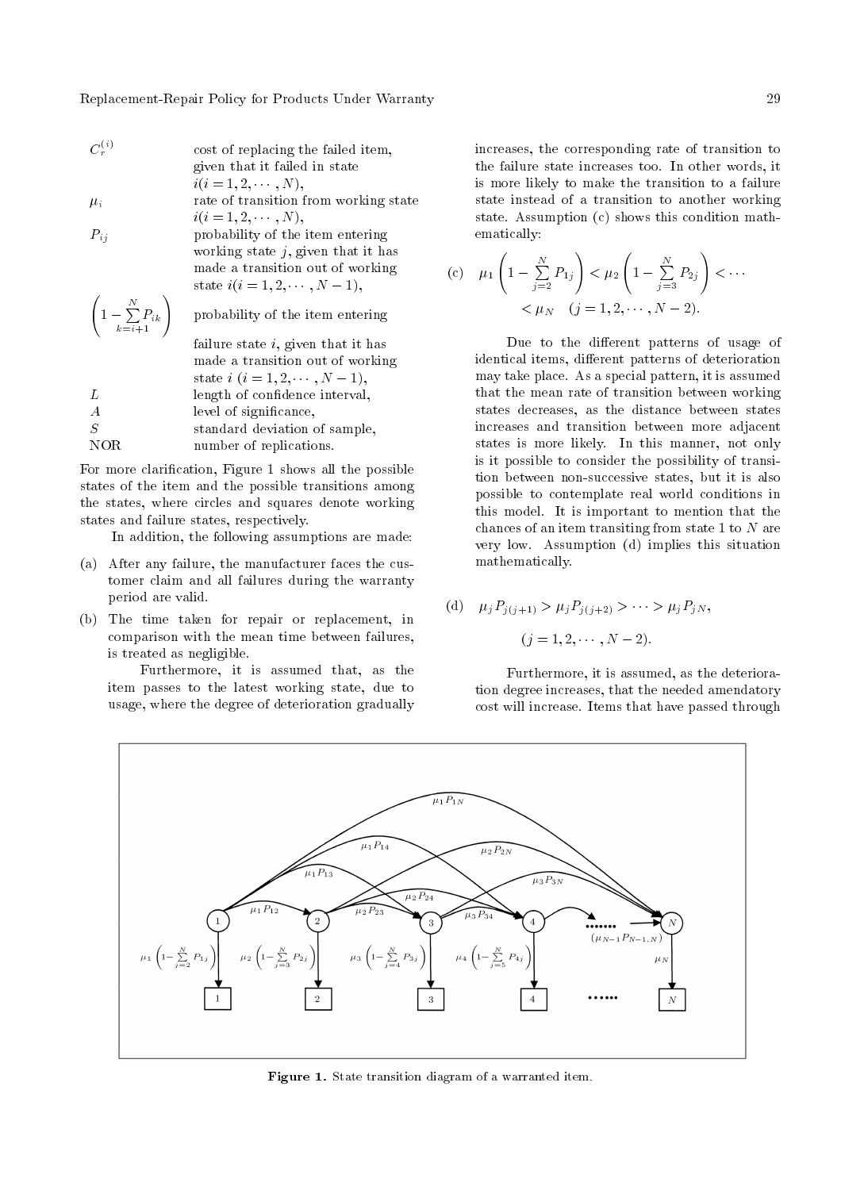| | |
|---|---|
| $C_r^{(i)}$ | cost of replacing the failed item, given that it failed in state $i(i = 1, 2, \cdots, N)$, |
| $\mu_i$ | rate of transition from working state $i(i = 1, 2, \cdots, N)$, |
| $P_{ij}$ | probability of the item entering working state $j$, given that it has made a transition out of working state $i(i = 1, 2, \cdots, N-1)$, |
| $\left(1 - \sum_{k=i+1}^{N} P_{ik}\right)$ | probability of the item entering failure state $i$, given that it has made a transition out of working state $i$ $(i = 1, 2, \cdots, N-1)$, |
| $L$ | length of confidence interval, |
| $A$ | level of significance, |
| $S$ | standard deviation of sample, |
| NOR | number of replications. |

For more clarification, Figure 1 shows all the possible states of the item and the possible transitions among the states, where circles and squares denote working states and failure states, respectively.

In addition, the following assumptions are made:

(a) After any failure, the manufacturer faces the customer claim and all failures during the warranty period are valid.

(b) The time taken for repair or replacement, in comparison with the mean time between failures, is treated as negligible.

Furthermore, it is assumed that, as the item passes to the latest working state, due to usage, where the degree of deterioration gradually increases, the corresponding rate of transition to the failure state increases too. In other words, it is more likely to make the transition to a failure state instead of a transition to another working state. Assumption (c) shows this condition mathematically:

$$\text{(c)} \quad \mu_1 \left(1 - \sum_{j=2}^{N} P_{1j}\right) < \mu_2 \left(1 - \sum_{j=3}^{N} P_{2j}\right) < \cdots < \mu_N \quad (j = 1, 2, \cdots, N-2).$$

Due to the different patterns of usage of identical items, different patterns of deterioration may take place. As a special pattern, it is assumed that the mean rate of transition between working states decreases, as the distance between states increases and transition between more adjacent states is more likely. In this manner, not only is it possible to consider the possibility of transition between non-successive states, but it is also possible to contemplate real world conditions in this model. It is important to mention that the chances of an item transiting from state 1 to $N$ are very low. Assumption (d) implies this situation mathematically.

$$\text{(d)} \quad \mu_j P_{j(j+1)} > \mu_j P_{j(j+2)} > \cdots > \mu_j P_{jN}, \quad (j = 1, 2, \cdots, N-2).$$

Furthermore, it is assumed, as the deterioration degree increases, that the needed amendatory cost will increase. Items that have passed through

**Figure 1.** State transition diagram of a warranted item.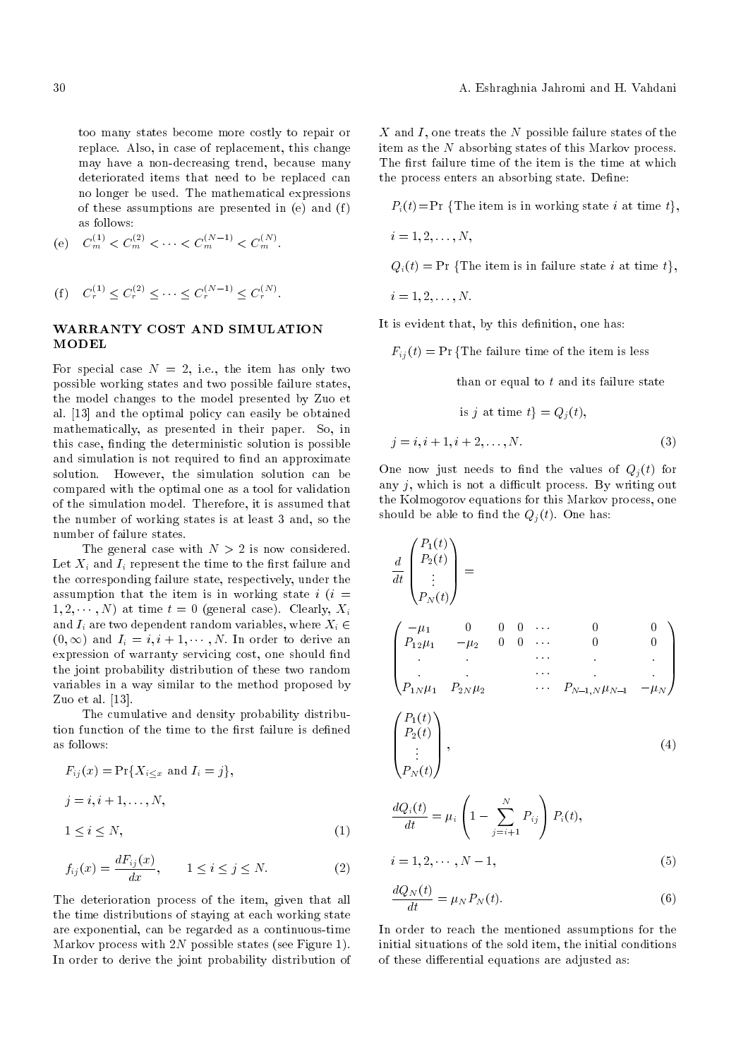too many states become more costly to repair or replace. Also, in case of replacement, this change may have a non-decreasing trend, because many deteriorated items that need to be replaced can no longer be used. The mathematical expressions of these assumptions are presented in (e) and (f) as follows:

(e) $C_m^{(1)} < C_m^{(2)} < \cdots < C_m^{(N-1)} < C_m^{(N)}$.

(f) $C_r^{(1)} \leq C_r^{(2)} \leq \cdots \leq C_r^{(N-1)} \leq C_r^{(N)}$.

## WARRANTY COST AND SIMULATION MODEL

For special case $N = 2$, i.e., the item has only two possible working states and two possible failure states, the model changes to the model presented by Zuo et al. [13] and the optimal policy can easily be obtained mathematically, as presented in their paper. So, in this case, finding the deterministic solution is possible and simulation is not required to find an approximate solution. However, the simulation solution can be compared with the optimal one as a tool for validation of the simulation model. Therefore, it is assumed that the number of working states is at least 3 and, so the number of failure states.

The general case with $N > 2$ is now considered. Let $X_i$ and $I_i$ represent the time to the first failure and the corresponding failure state, respectively, under the assumption that the item is in working state $i$ ($i = 1, 2, \cdots, N$) at time $t = 0$ (general case). Clearly, $X_i$ and $I_i$ are two dependent random variables, where $X_i \in (0, \infty)$ and $I_i = i, i+1, \cdots, N$. In order to derive an expression of warranty servicing cost, one should find the joint probability distribution of these two random variables in a way similar to the method proposed by Zuo et al. [13].

The cumulative and density probability distribution function of the time to the first failure is defined as follows:

$$F_{ij}(x) = \Pr\{X_{i \leq x} \text{ and } I_i = j\},$$

$$j = i, i+1, \ldots, N,$$

$$1 \leq i \leq N, \tag{1}$$

$$f_{ij}(x) = \frac{dF_{ij}(x)}{dx}, \qquad 1 \leq i \leq j \leq N. \tag{2}$$

The deterioration process of the item, given that all the time distributions of staying at each working state are exponential, can be regarded as a continuous-time Markov process with $2N$ possible states (see Figure 1). In order to derive the joint probability distribution of $X$ and $I$, one treats the $N$ possible failure states of the item as the $N$ absorbing states of this Markov process. The first failure time of the item is the time at which the process enters an absorbing state. Define:

$$P_i(t) = \Pr\{\text{The item is in working state } i \text{ at time } t\},$$

$$i = 1, 2, \ldots, N,$$

$$Q_i(t) = \Pr\{\text{The item is in failure state } i \text{ at time } t\},$$

$$i = 1, 2, \ldots, N.$$

It is evident that, by this definition, one has:

$$F_{ij}(t) = \Pr\{\text{The failure time of the item is less than or equal to } t \text{ and its failure state is } j \text{ at time } t\} = Q_j(t),$$

$$j = i, i+1, i+2, \ldots, N. \tag{3}$$

One now just needs to find the values of $Q_j(t)$ for any $j$, which is not a difficult process. By writing out the Kolmogorov equations for this Markov process, one should be able to find the $Q_j(t)$. One has:

$$\frac{d}{dt}\begin{pmatrix} P_1(t) \\ P_2(t) \\ \vdots \\ P_N(t) \end{pmatrix} = \begin{pmatrix} -\mu_1 & 0 & 0 & 0 & \cdots & 0 & 0 \\ P_{12}\mu_1 & -\mu_2 & 0 & 0 & \cdots & 0 & 0 \\ . & . & & & \cdots & . & . \\ . & . & & & \cdots & . & . \\ P_{1N}\mu_1 & P_{2N}\mu_2 & & & \cdots & P_{N-1,N}\mu_{N-1} & -\mu_N \end{pmatrix} \begin{pmatrix} P_1(t) \\ P_2(t) \\ \vdots \\ P_N(t) \end{pmatrix}, \tag{4}$$

$$\frac{dQ_i(t)}{dt} = \mu_i \left(1 - \sum_{j=i+1}^{N} P_{ij}\right) P_i(t),$$

$$i = 1, 2, \cdots, N-1, \tag{5}$$

$$\frac{dQ_N(t)}{dt} = \mu_N P_N(t). \tag{6}$$

In order to reach the mentioned assumptions for the initial situations of the sold item, the initial conditions of these differential equations are adjusted as: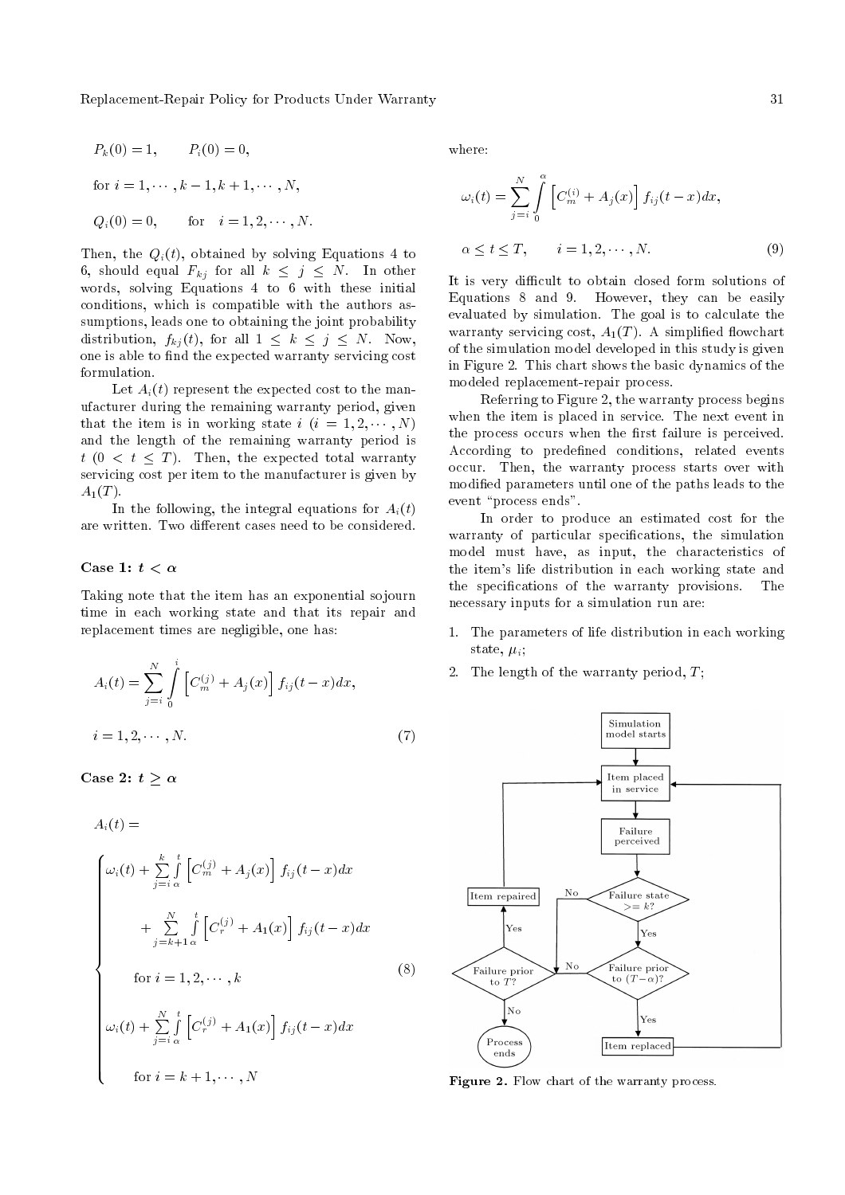$P_k(0) = 1, \qquad P_i(0) = 0,$

for $i = 1, \cdots, k-1, k+1, \cdots, N,$

$Q_i(0) = 0, \qquad \text{for} \quad i = 1, 2, \cdots, N.$

Then, the $Q_i(t)$, obtained by solving Equations 4 to 6, should equal $F_{kj}$ for all $k \leq j \leq N$. In other words, solving Equations 4 to 6 with these initial conditions, which is compatible with the authors assumptions, leads one to obtaining the joint probability distribution, $f_{kj}(t)$, for all $1 \leq k \leq j \leq N$. Now, one is able to find the expected warranty servicing cost formulation.

Let $A_i(t)$ represent the expected cost to the manufacturer during the remaining warranty period, given that the item is in working state $i$ $(i = 1, 2, \cdots, N)$ and the length of the remaining warranty period is $t$ $(0 < t \leq T)$. Then, the expected total warranty servicing cost per item to the manufacturer is given by $A_1(T)$.

In the following, the integral equations for $A_i(t)$ are written. Two different cases need to be considered.

### Case 1: $t < \alpha$

Taking note that the item has an exponential sojourn time in each working state and that its repair and replacement times are negligible, one has:

$$A_i(t) = \sum_{j=i}^{N} \int_0^{i} \left[ C_m^{(j)} + A_j(x) \right] f_{ij}(t-x) dx,$$

$$i = 1, 2, \cdots, N. \tag{7}$$

### Case 2: $t \geq \alpha$

$$A_i(t) = \begin{cases} \omega_i(t) + \sum\limits_{j=i}^{k} \int\limits_{\alpha}^{t} \left[ C_m^{(j)} + A_j(x) \right] f_{ij}(t-x) dx \\ \qquad + \sum\limits_{j=k+1}^{N} \int\limits_{\alpha}^{t} \left[ C_r^{(j)} + A_1(x) \right] f_{ij}(t-x) dx \\ \qquad \text{for } i = 1, 2, \cdots, k \\ \omega_i(t) + \sum\limits_{j=i}^{N} \int\limits_{\alpha}^{t} \left[ C_r^{(j)} + A_1(x) \right] f_{ij}(t-x) dx \\ \qquad \text{for } i = k+1, \cdots, N \end{cases} \tag{8}$$

where:

$$\omega_i(t) = \sum_{j=i}^{N} \int_0^{\alpha} \left[ C_m^{(i)} + A_j(x) \right] f_{ij}(t-x) dx,$$

$$\alpha \leq t \leq T, \qquad i = 1, 2, \cdots, N. \tag{9}$$

It is very difficult to obtain closed form solutions of Equations 8 and 9. However, they can be easily evaluated by simulation. The goal is to calculate the warranty servicing cost, $A_1(T)$. A simplified flowchart of the simulation model developed in this study is given in Figure 2. This chart shows the basic dynamics of the modeled replacement-repair process.

Referring to Figure 2, the warranty process begins when the item is placed in service. The next event in the process occurs when the first failure is perceived. According to predefined conditions, related events occur. Then, the warranty process starts over with modified parameters until one of the paths leads to the event "process ends".

In order to produce an estimated cost for the warranty of particular specifications, the simulation model must have, as input, the characteristics of the item's life distribution in each working state and the specifications of the warranty provisions. The necessary inputs for a simulation run are:

1. The parameters of life distribution in each working state, $\mu_i$;
2. The length of the warranty period, $T$;

**Figure 2.** Flow chart of the warranty process.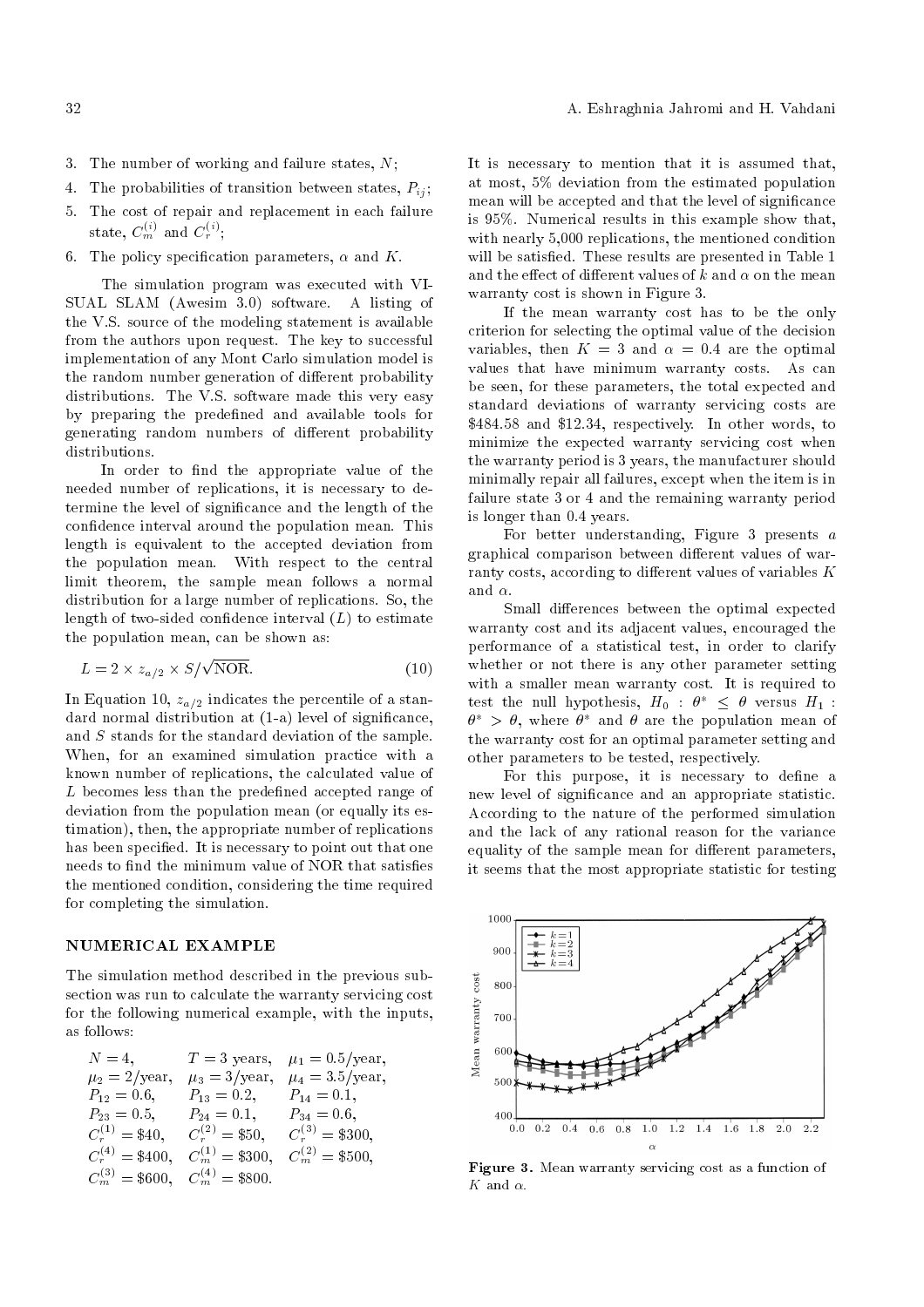3. The number of working and failure states, $N$;
4. The probabilities of transition between states, $P_{ij}$;
5. The cost of repair and replacement in each failure state, $C_m^{(i)}$ and $C_r^{(i)}$;
6. The policy specification parameters, $\alpha$ and $K$.

The simulation program was executed with VISUAL SLAM (Awesim 3.0) software. A listing of the V.S. source of the modeling statement is available from the authors upon request. The key to successful implementation of any Mont Carlo simulation model is the random number generation of different probability distributions. The V.S. software made this very easy by preparing the predefined and available tools for generating random numbers of different probability distributions.

In order to find the appropriate value of the needed number of replications, it is necessary to determine the level of significance and the length of the confidence interval around the population mean. This length is equivalent to the accepted deviation from the population mean. With respect to the central limit theorem, the sample mean follows a normal distribution for a large number of replications. So, the length of two-sided confidence interval ($L$) to estimate the population mean, can be shown as:

$$L = 2 \times z_{a/2} \times S/\sqrt{\text{NOR}}. \tag{10}$$

In Equation 10, $z_{a/2}$ indicates the percentile of a standard normal distribution at (1-a) level of significance, and $S$ stands for the standard deviation of the sample. When, for an examined simulation practice with a known number of replications, the calculated value of $L$ becomes less than the predefined accepted range of deviation from the population mean (or equally its estimation), then, the appropriate number of replications has been specified. It is necessary to point out that one needs to find the minimum value of NOR that satisfies the mentioned condition, considering the time required for completing the simulation.

## NUMERICAL EXAMPLE

The simulation method described in the previous subsection was run to calculate the warranty servicing cost for the following numerical example, with the inputs, as follows:

$N = 4$, $T = 3$ years, $\mu_1 = 0.5$/year,
$\mu_2 = 2$/year, $\mu_3 = 3$/year, $\mu_4 = 3.5$/year,
$P_{12} = 0.6$, $P_{13} = 0.2$, $P_{14} = 0.1$,
$P_{23} = 0.5$, $P_{24} = 0.1$, $P_{34} = 0.6$,
$C_r^{(1)} = \$40$, $C_r^{(2)} = \$50$, $C_r^{(3)} = \$300$,
$C_r^{(4)} = \$400$, $C_m^{(1)} = \$300$, $C_m^{(2)} = \$500$,
$C_m^{(3)} = \$600$, $C_m^{(4)} = \$800$.

It is necessary to mention that it is assumed that, at most, 5% deviation from the estimated population mean will be accepted and that the level of significance is 95%. Numerical results in this example show that, with nearly 5,000 replications, the mentioned condition will be satisfied. These results are presented in Table 1 and the effect of different values of $k$ and $\alpha$ on the mean warranty cost is shown in Figure 3.

If the mean warranty cost has to be the only criterion for selecting the optimal value of the decision variables, then $K = 3$ and $\alpha = 0.4$ are the optimal values that have minimum warranty costs. As can be seen, for these parameters, the total expected and standard deviations of warranty servicing costs are \$484.58 and \$12.34, respectively. In other words, to minimize the expected warranty servicing cost when the warranty period is 3 years, the manufacturer should minimally repair all failures, except when the item is in failure state 3 or 4 and the remaining warranty period is longer than 0.4 years.

For better understanding, Figure 3 presents *a* graphical comparison between different values of warranty costs, according to different values of variables $K$ and $\alpha$.

Small differences between the optimal expected warranty cost and its adjacent values, encouraged the performance of a statistical test, in order to clarify whether or not there is any other parameter setting with a smaller mean warranty cost. It is required to test the null hypothesis, $H_0 : \theta^* \leq \theta$ versus $H_1 : \theta^* > \theta$, where $\theta^*$ and $\theta$ are the population mean of the warranty cost for an optimal parameter setting and other parameters to be tested, respectively.

For this purpose, it is necessary to define a new level of significance and an appropriate statistic. According to the nature of the performed simulation and the lack of any rational reason for the variance equality of the sample mean for different parameters, it seems that the most appropriate statistic for testing

**Figure 3.** Mean warranty servicing cost as a function of $K$ and $\alpha$.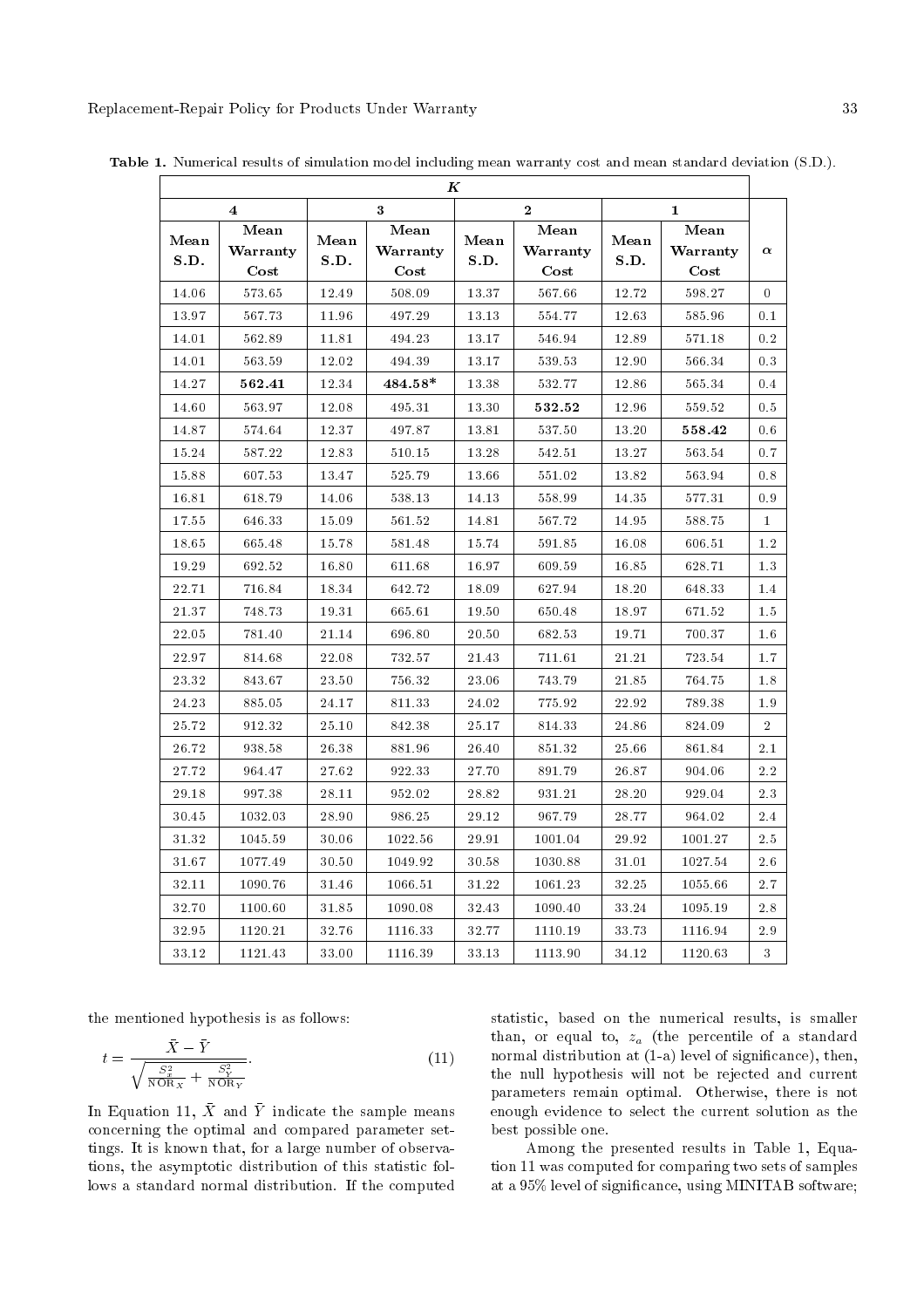**Table 1.** Numerical results of simulation model including mean warranty cost and mean standard deviation (S.D.).

| *K* | | | | | | | | |
|---|---|---|---|---|---|---|---|---|
| 4 | | 3 | | 2 | | 1 | | |
| Mean S.D. | Mean Warranty Cost | Mean S.D. | Mean Warranty Cost | Mean S.D. | Mean Warranty Cost | Mean S.D. | Mean Warranty Cost | $\alpha$ |
| 14.06 | 573.65 | 12.49 | 508.09 | 13.37 | 567.66 | 12.72 | 598.27 | 0 |
| 13.97 | 567.73 | 11.96 | 497.29 | 13.13 | 554.77 | 12.63 | 585.96 | 0.1 |
| 14.01 | 562.89 | 11.81 | 494.23 | 13.17 | 546.94 | 12.89 | 571.18 | 0.2 |
| 14.01 | 563.59 | 12.02 | 494.39 | 13.17 | 539.53 | 12.90 | 566.34 | 0.3 |
| 14.27 | **562.41** | 12.34 | **484.58*** | 13.38 | 532.77 | 12.86 | 565.34 | 0.4 |
| 14.60 | 563.97 | 12.08 | 495.31 | 13.30 | **532.52** | 12.96 | 559.52 | 0.5 |
| 14.87 | 574.64 | 12.37 | 497.87 | 13.81 | 537.50 | 13.20 | **558.42** | 0.6 |
| 15.24 | 587.22 | 12.83 | 510.15 | 13.28 | 542.51 | 13.27 | 563.54 | 0.7 |
| 15.88 | 607.53 | 13.47 | 525.79 | 13.66 | 551.02 | 13.82 | 563.94 | 0.8 |
| 16.81 | 618.79 | 14.06 | 538.13 | 14.13 | 558.99 | 14.35 | 577.31 | 0.9 |
| 17.55 | 646.33 | 15.09 | 561.52 | 14.81 | 567.72 | 14.95 | 588.75 | 1 |
| 18.65 | 665.48 | 15.78 | 581.48 | 15.74 | 591.85 | 16.08 | 606.51 | 1.2 |
| 19.29 | 692.52 | 16.80 | 611.68 | 16.97 | 609.59 | 16.85 | 628.71 | 1.3 |
| 22.71 | 716.84 | 18.34 | 642.72 | 18.09 | 627.94 | 18.20 | 648.33 | 1.4 |
| 21.37 | 748.73 | 19.31 | 665.61 | 19.50 | 650.48 | 18.97 | 671.52 | 1.5 |
| 22.05 | 781.40 | 21.14 | 696.80 | 20.50 | 682.53 | 19.71 | 700.37 | 1.6 |
| 22.97 | 814.68 | 22.08 | 732.57 | 21.43 | 711.61 | 21.21 | 723.54 | 1.7 |
| 23.32 | 843.67 | 23.50 | 756.32 | 23.06 | 743.79 | 21.85 | 764.75 | 1.8 |
| 24.23 | 885.05 | 24.17 | 811.33 | 24.02 | 775.92 | 22.92 | 789.38 | 1.9 |
| 25.72 | 912.32 | 25.10 | 842.38 | 25.17 | 814.33 | 24.86 | 824.09 | 2 |
| 26.72 | 938.58 | 26.38 | 881.96 | 26.40 | 851.32 | 25.66 | 861.84 | 2.1 |
| 27.72 | 964.47 | 27.62 | 922.33 | 27.70 | 891.79 | 26.87 | 904.06 | 2.2 |
| 29.18 | 997.38 | 28.11 | 952.02 | 28.82 | 931.21 | 28.20 | 929.04 | 2.3 |
| 30.45 | 1032.03 | 28.90 | 986.25 | 29.12 | 967.79 | 28.77 | 964.02 | 2.4 |
| 31.32 | 1045.59 | 30.06 | 1022.56 | 29.91 | 1001.04 | 29.92 | 1001.27 | 2.5 |
| 31.67 | 1077.49 | 30.50 | 1049.92 | 30.58 | 1030.88 | 31.01 | 1027.54 | 2.6 |
| 32.11 | 1090.76 | 31.46 | 1066.51 | 31.22 | 1061.23 | 32.25 | 1055.66 | 2.7 |
| 32.70 | 1100.60 | 31.85 | 1090.08 | 32.43 | 1090.40 | 33.24 | 1095.19 | 2.8 |
| 32.95 | 1120.21 | 32.76 | 1116.33 | 32.77 | 1110.19 | 33.73 | 1116.94 | 2.9 |
| 33.12 | 1121.43 | 33.00 | 1116.39 | 33.13 | 1113.90 | 34.12 | 1120.63 | 3 |

the mentioned hypothesis is as follows:

$$t = \frac{\bar{X} - \bar{Y}}{\sqrt{\frac{S_x^2}{\text{NOR}_X} + \frac{S_Y^2}{\text{NOR}_Y}}}. \tag{11}$$

In Equation 11, $\bar{X}$ and $\bar{Y}$ indicate the sample means concerning the optimal and compared parameter settings. It is known that, for a large number of observations, the asymptotic distribution of this statistic follows a standard normal distribution. If the computed statistic, based on the numerical results, is smaller than, or equal to, $z_a$ (the percentile of a standard normal distribution at (1-a) level of significance), then, the null hypothesis will not be rejected and current parameters remain optimal. Otherwise, there is not enough evidence to select the current solution as the best possible one.

Among the presented results in Table 1, Equation 11 was computed for comparing two sets of samples at a 95% level of significance, using MINITAB software;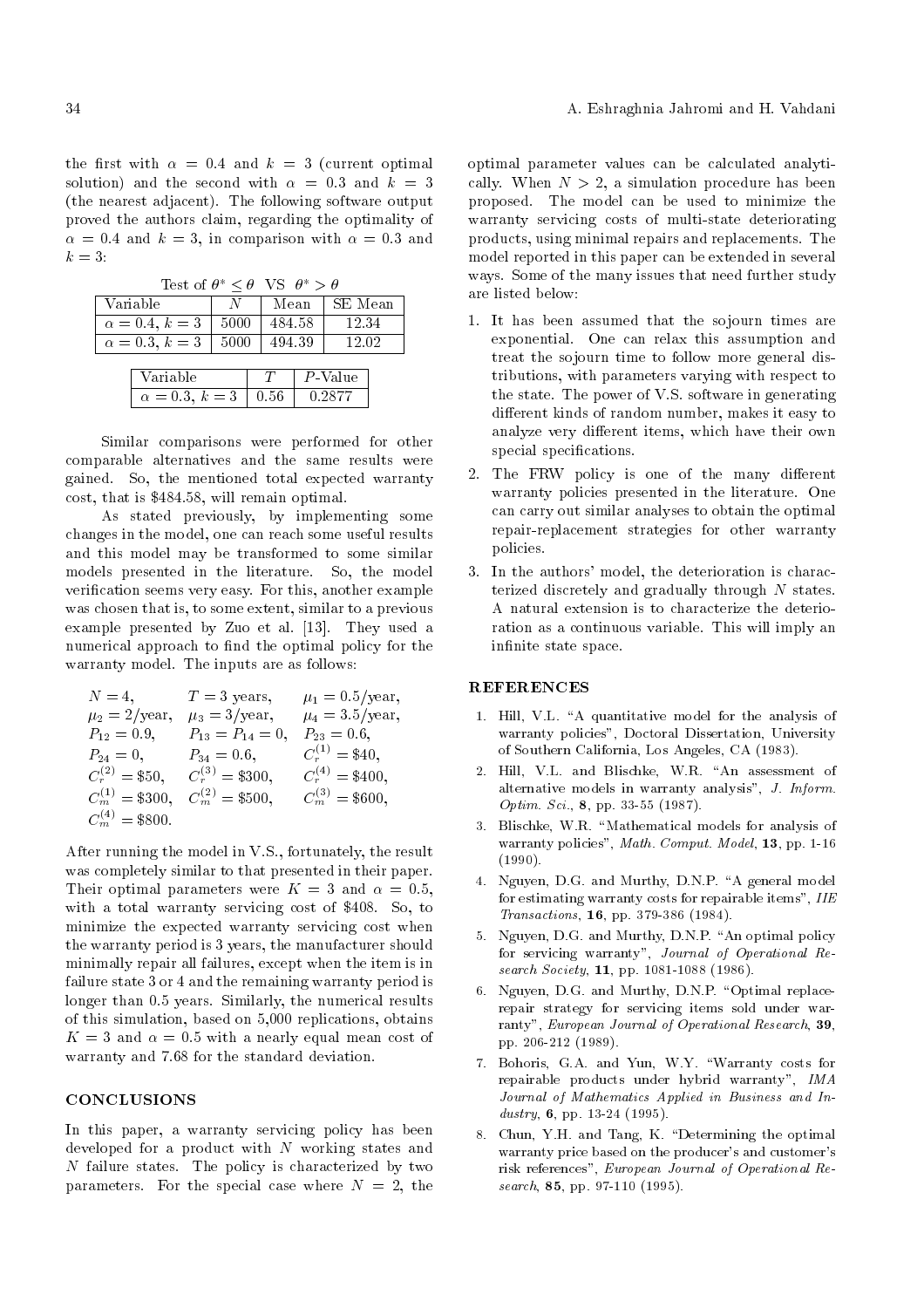the first with $\alpha = 0.4$ and $k = 3$ (current optimal solution) and the second with $\alpha = 0.3$ and $k = 3$ (the nearest adjacent). The following software output proved the authors claim, regarding the optimality of $\alpha = 0.4$ and $k = 3$, in comparison with $\alpha = 0.3$ and $k = 3$:

Test of $\theta^* \leq \theta$ VS $\theta^* > \theta$

| Variable | $N$ | Mean | SE Mean |
|---|---|---|---|
| $\alpha = 0.4$, $k = 3$ | 5000 | 484.58 | 12.34 |
| $\alpha = 0.3$, $k = 3$ | 5000 | 494.39 | 12.02 |

| Variable | $T$ | $P$-Value |
|---|---|---|
| $\alpha = 0.3$, $k = 3$ | 0.56 | 0.2877 |

Similar comparisons were performed for other comparable alternatives and the same results were gained. So, the mentioned total expected warranty cost, that is \$484.58, will remain optimal.

As stated previously, by implementing some changes in the model, one can reach some useful results and this model may be transformed to some similar models presented in the literature. So, the model verification seems very easy. For this, another example was chosen that is, to some extent, similar to a previous example presented by Zuo et al. [13]. They used a numerical approach to find the optimal policy for the warranty model. The inputs are as follows:

$$
\begin{array}{lll}
N = 4, & T = 3 \text{ years}, & \mu_1 = 0.5/\text{year}, \\
\mu_2 = 2/\text{year}, & \mu_3 = 3/\text{year}, & \mu_4 = 3.5/\text{year}, \\
P_{12} = 0.9, & P_{13} = P_{14} = 0, & P_{23} = 0.6, \\
P_{24} = 0, & P_{34} = 0.6, & C_r^{(1)} = \$40, \\
C_r^{(2)} = \$50, & C_r^{(3)} = \$300, & C_r^{(4)} = \$400, \\
C_m^{(1)} = \$300, & C_m^{(2)} = \$500, & C_m^{(3)} = \$600, \\
C_m^{(4)} = \$800. & &
\end{array}
$$

After running the model in V.S., fortunately, the result was completely similar to that presented in their paper. Their optimal parameters were $K = 3$ and $\alpha = 0.5$, with a total warranty servicing cost of \$408. So, to minimize the expected warranty servicing cost when the warranty period is 3 years, the manufacturer should minimally repair all failures, except when the item is in failure state 3 or 4 and the remaining warranty period is longer than 0.5 years. Similarly, the numerical results of this simulation, based on 5,000 replications, obtains $K = 3$ and $\alpha = 0.5$ with a nearly equal mean cost of warranty and 7.68 for the standard deviation.

## CONCLUSIONS

In this paper, a warranty servicing policy has been developed for a product with $N$ working states and $N$ failure states. The policy is characterized by two parameters. For the special case where $N = 2$, the optimal parameter values can be calculated analytically. When $N > 2$, a simulation procedure has been proposed. The model can be used to minimize the warranty servicing costs of multi-state deteriorating products, using minimal repairs and replacements. The model reported in this paper can be extended in several ways. Some of the many issues that need further study are listed below:

1. It has been assumed that the sojourn times are exponential. One can relax this assumption and treat the sojourn time to follow more general distributions, with parameters varying with respect to the state. The power of V.S. software in generating different kinds of random number, makes it easy to analyze very different items, which have their own special specifications.
2. The FRW policy is one of the many different warranty policies presented in the literature. One can carry out similar analyses to obtain the optimal repair-replacement strategies for other warranty policies.
3. In the authors' model, the deterioration is characterized discretely and gradually through $N$ states. A natural extension is to characterize the deterioration as a continuous variable. This will imply an infinite state space.

## REFERENCES

1. Hill, V.L. "A quantitative model for the analysis of warranty policies", Doctoral Dissertation, University of Southern California, Los Angeles, CA (1983).
2. Hill, V.L. and Blischke, W.R. "An assessment of alternative models in warranty analysis", *J. Inform. Optim. Sci.*, **8**, pp. 33-55 (1987).
3. Blischke, W.R. "Mathematical models for analysis of warranty policies", *Math. Comput. Model*, **13**, pp. 1-16 (1990).
4. Nguyen, D.G. and Murthy, D.N.P. "A general model for estimating warranty costs for repairable items", *IIE Transactions*, **16**, pp. 379-386 (1984).
5. Nguyen, D.G. and Murthy, D.N.P. "An optimal policy for servicing warranty", *Journal of Operational Research Society*, **11**, pp. 1081-1088 (1986).
6. Nguyen, D.G. and Murthy, D.N.P. "Optimal replace-repair strategy for servicing items sold under warranty", *European Journal of Operational Research*, **39**, pp. 206-212 (1989).
7. Bohoris, G.A. and Yun, W.Y. "Warranty costs for repairable products under hybrid warranty", *IMA Journal of Mathematics Applied in Business and Industry*, **6**, pp. 13-24 (1995).
8. Chun, Y.H. and Tang, K. "Determining the optimal warranty price based on the producer's and customer's risk references", *European Journal of Operational Research*, **85**, pp. 97-110 (1995).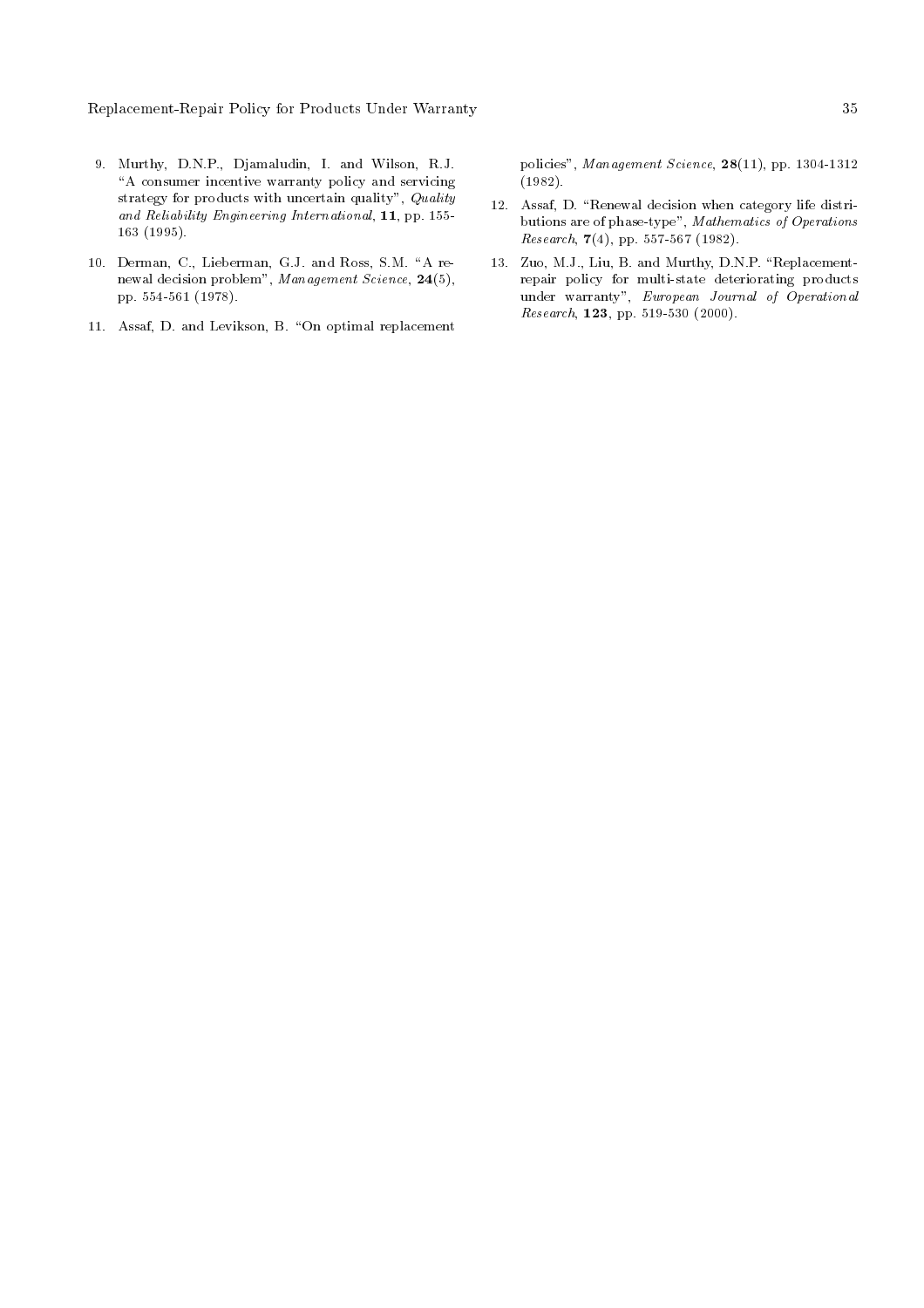9. Murthy, D.N.P., Djamaludin, I. and Wilson, R.J. "A consumer incentive warranty policy and servicing strategy for products with uncertain quality", *Quality and Reliability Engineering International*, **11**, pp. 155-163 (1995).

10. Derman, C., Lieberman, G.J. and Ross, S.M. "A renewal decision problem", *Management Science*, **24**(5), pp. 554-561 (1978).

11. Assaf, D. and Levikson, B. "On optimal replacement policies", *Management Science*, **28**(11), pp. 1304-1312 (1982).

12. Assaf, D. "Renewal decision when category life distributions are of phase-type", *Mathematics of Operations Research*, **7**(4), pp. 557-567 (1982).

13. Zuo, M.J., Liu, B. and Murthy, D.N.P. "Replacement-repair policy for multi-state deteriorating products under warranty", *European Journal of Operational Research*, **123**, pp. 519-530 (2000).